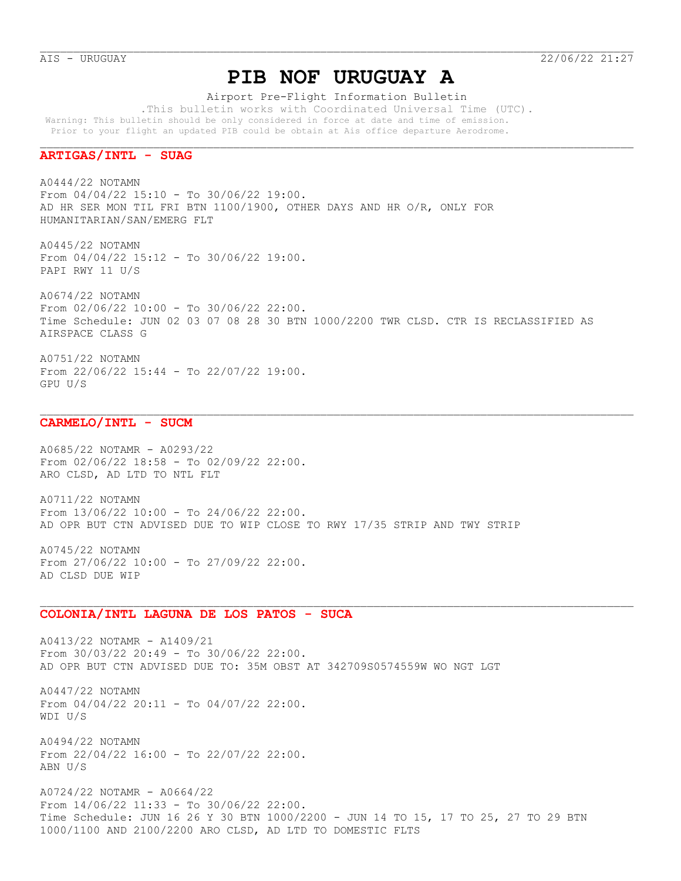AIS - URUGUAY 22/06/22 21:27

# PIB NOF URUGUAY A

Airport Pre-Flight Information Bulletin

.This bulletin works with Coordinated Universal Time (UTC).

Warning: This bulletin should be only considered in force at date and time of emission.
Prior to your flight an updated PIB could be obtain at Ais office departure Aerodrome.

## ARTIGAS/INTL - SUAG

A0444/22 NOTAMN
From 04/04/22 15:10 - To 30/06/22 19:00.
AD HR SER MON TIL FRI BTN 1100/1900, OTHER DAYS AND HR O/R, ONLY FOR HUMANITARIAN/SAN/EMERG FLT

A0445/22 NOTAMN
From 04/04/22 15:12 - To 30/06/22 19:00.
PAPI RWY 11 U/S

A0674/22 NOTAMN
From 02/06/22 10:00 - To 30/06/22 22:00.
Time Schedule: JUN 02 03 07 08 28 30 BTN 1000/2200 TWR CLSD. CTR IS RECLASSIFIED AS AIRSPACE CLASS G

A0751/22 NOTAMN
From 22/06/22 15:44 - To 22/07/22 19:00.
GPU U/S

## CARMELO/INTL - SUCM

A0685/22 NOTAMR - A0293/22
From 02/06/22 18:58 - To 02/09/22 22:00.
ARO CLSD, AD LTD TO NTL FLT

A0711/22 NOTAMN
From 13/06/22 10:00 - To 24/06/22 22:00.
AD OPR BUT CTN ADVISED DUE TO WIP CLOSE TO RWY 17/35 STRIP AND TWY STRIP

A0745/22 NOTAMN
From 27/06/22 10:00 - To 27/09/22 22:00.
AD CLSD DUE WIP

## COLONIA/INTL LAGUNA DE LOS PATOS - SUCA

A0413/22 NOTAMR - A1409/21
From 30/03/22 20:49 - To 30/06/22 22:00.
AD OPR BUT CTN ADVISED DUE TO: 35M OBST AT 342709S0574559W WO NGT LGT

A0447/22 NOTAMN
From 04/04/22 20:11 - To 04/07/22 22:00.
WDI U/S

A0494/22 NOTAMN
From 22/04/22 16:00 - To 22/07/22 22:00.
ABN U/S

A0724/22 NOTAMR - A0664/22
From 14/06/22 11:33 - To 30/06/22 22:00.
Time Schedule: JUN 16 26 Y 30 BTN 1000/2200 - JUN 14 TO 15, 17 TO 25, 27 TO 29 BTN 1000/1100 AND 2100/2200 ARO CLSD, AD LTD TO DOMESTIC FLTS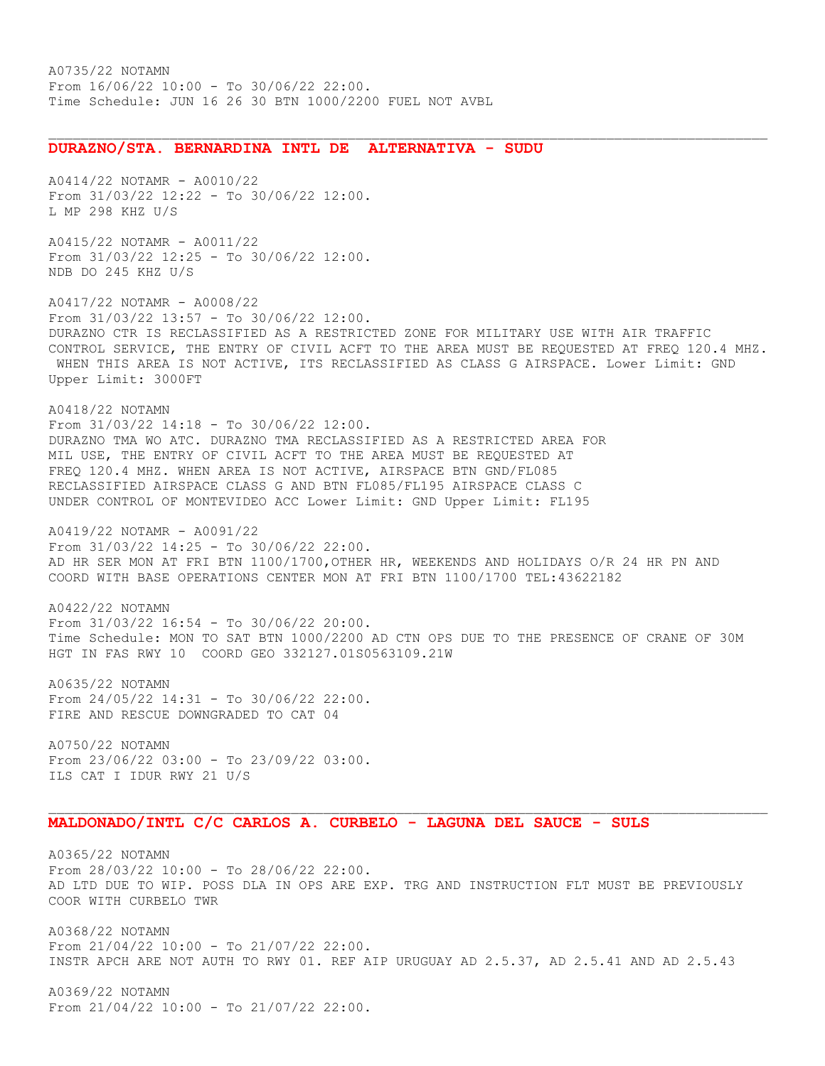A0735/22 NOTAMN
From 16/06/22 10:00 - To 30/06/22 22:00.
Time Schedule: JUN 16 26 30 BTN 1000/2200 FUEL NOT AVBL

---

## DURAZNO/STA. BERNARDINA INTL DE ALTERNATIVA - SUDU

A0414/22 NOTAMR - A0010/22
From 31/03/22 12:22 - To 30/06/22 12:00.
L MP 298 KHZ U/S

A0415/22 NOTAMR - A0011/22
From 31/03/22 12:25 - To 30/06/22 12:00.
NDB DO 245 KHZ U/S

A0417/22 NOTAMR - A0008/22
From 31/03/22 13:57 - To 30/06/22 12:00.
DURAZNO CTR IS RECLASSIFIED AS A RESTRICTED ZONE FOR MILITARY USE WITH AIR TRAFFIC CONTROL SERVICE, THE ENTRY OF CIVIL ACFT TO THE AREA MUST BE REQUESTED AT FREQ 120.4 MHZ. WHEN THIS AREA IS NOT ACTIVE, ITS RECLASSIFIED AS CLASS G AIRSPACE. Lower Limit: GND Upper Limit: 3000FT

A0418/22 NOTAMN
From 31/03/22 14:18 - To 30/06/22 12:00.
DURAZNO TMA WO ATC. DURAZNO TMA RECLASSIFIED AS A RESTRICTED AREA FOR MIL USE, THE ENTRY OF CIVIL ACFT TO THE AREA MUST BE REQUESTED AT FREQ 120.4 MHZ. WHEN AREA IS NOT ACTIVE, AIRSPACE BTN GND/FL085 RECLASSIFIED AIRSPACE CLASS G AND BTN FL085/FL195 AIRSPACE CLASS C UNDER CONTROL OF MONTEVIDEO ACC Lower Limit: GND Upper Limit: FL195

A0419/22 NOTAMR - A0091/22
From 31/03/22 14:25 - To 30/06/22 22:00.
AD HR SER MON AT FRI BTN 1100/1700,OTHER HR, WEEKENDS AND HOLIDAYS O/R 24 HR PN AND COORD WITH BASE OPERATIONS CENTER MON AT FRI BTN 1100/1700 TEL:43622182

A0422/22 NOTAMN
From 31/03/22 16:54 - To 30/06/22 20:00.
Time Schedule: MON TO SAT BTN 1000/2200 AD CTN OPS DUE TO THE PRESENCE OF CRANE OF 30M HGT IN FAS RWY 10 COORD GEO 332127.01S0563109.21W

A0635/22 NOTAMN
From 24/05/22 14:31 - To 30/06/22 22:00.
FIRE AND RESCUE DOWNGRADED TO CAT 04

A0750/22 NOTAMN
From 23/06/22 03:00 - To 23/09/22 03:00.
ILS CAT I IDUR RWY 21 U/S

---

## MALDONADO/INTL C/C CARLOS A. CURBELO - LAGUNA DEL SAUCE - SULS

A0365/22 NOTAMN
From 28/03/22 10:00 - To 28/06/22 22:00.
AD LTD DUE TO WIP. POSS DLA IN OPS ARE EXP. TRG AND INSTRUCTION FLT MUST BE PREVIOUSLY COOR WITH CURBELO TWR

A0368/22 NOTAMN
From 21/04/22 10:00 - To 21/07/22 22:00.
INSTR APCH ARE NOT AUTH TO RWY 01. REF AIP URUGUAY AD 2.5.37, AD 2.5.41 AND AD 2.5.43

A0369/22 NOTAMN
From 21/04/22 10:00 - To 21/07/22 22:00.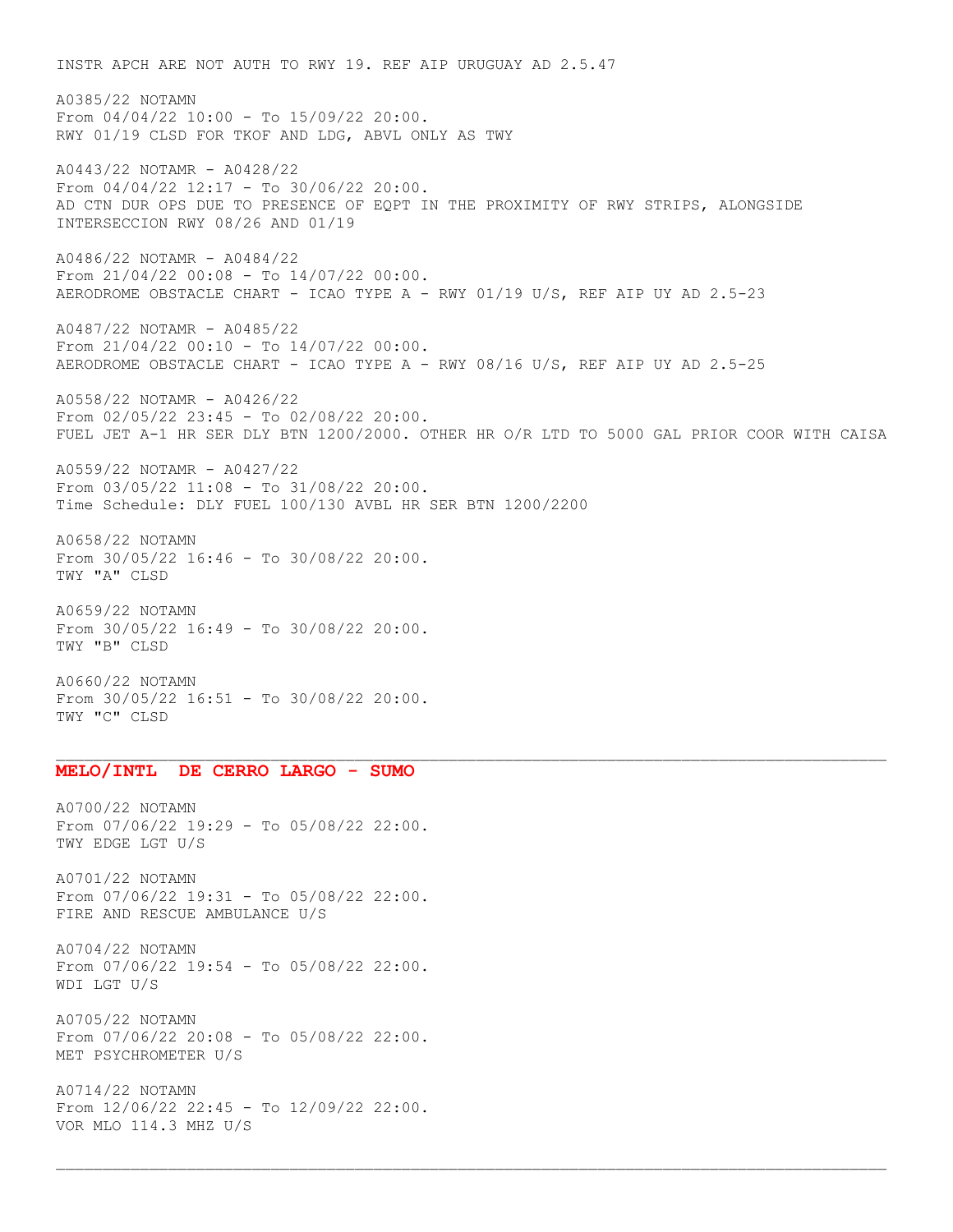INSTR APCH ARE NOT AUTH TO RWY 19. REF AIP URUGUAY AD 2.5.47

A0385/22 NOTAMN
From 04/04/22 10:00 - To 15/09/22 20:00.
RWY 01/19 CLSD FOR TKOF AND LDG, ABVL ONLY AS TWY

A0443/22 NOTAMR - A0428/22
From 04/04/22 12:17 - To 30/06/22 20:00.
AD CTN DUR OPS DUE TO PRESENCE OF EQPT IN THE PROXIMITY OF RWY STRIPS, ALONGSIDE INTERSECCION RWY 08/26 AND 01/19

A0486/22 NOTAMR - A0484/22
From 21/04/22 00:08 - To 14/07/22 00:00.
AERODROME OBSTACLE CHART - ICAO TYPE A - RWY 01/19 U/S, REF AIP UY AD 2.5-23

A0487/22 NOTAMR - A0485/22
From 21/04/22 00:10 - To 14/07/22 00:00.
AERODROME OBSTACLE CHART - ICAO TYPE A - RWY 08/16 U/S, REF AIP UY AD 2.5-25

A0558/22 NOTAMR - A0426/22
From 02/05/22 23:45 - To 02/08/22 20:00.
FUEL JET A-1 HR SER DLY BTN 1200/2000. OTHER HR O/R LTD TO 5000 GAL PRIOR COOR WITH CAISA

A0559/22 NOTAMR - A0427/22
From 03/05/22 11:08 - To 31/08/22 20:00.
Time Schedule: DLY FUEL 100/130 AVBL HR SER BTN 1200/2200

A0658/22 NOTAMN
From 30/05/22 16:46 - To 30/08/22 20:00.
TWY "A" CLSD

A0659/22 NOTAMN
From 30/05/22 16:49 - To 30/08/22 20:00.
TWY "B" CLSD

A0660/22 NOTAMN
From 30/05/22 16:51 - To 30/08/22 20:00.
TWY "C" CLSD

---

## MELO/INTL DE CERRO LARGO - SUMO

A0700/22 NOTAMN
From 07/06/22 19:29 - To 05/08/22 22:00.
TWY EDGE LGT U/S

A0701/22 NOTAMN
From 07/06/22 19:31 - To 05/08/22 22:00.
FIRE AND RESCUE AMBULANCE U/S

A0704/22 NOTAMN
From 07/06/22 19:54 - To 05/08/22 22:00.
WDI LGT U/S

A0705/22 NOTAMN
From 07/06/22 20:08 - To 05/08/22 22:00.
MET PSYCHROMETER U/S

A0714/22 NOTAMN
From 12/06/22 22:45 - To 12/09/22 22:00.
VOR MLO 114.3 MHZ U/S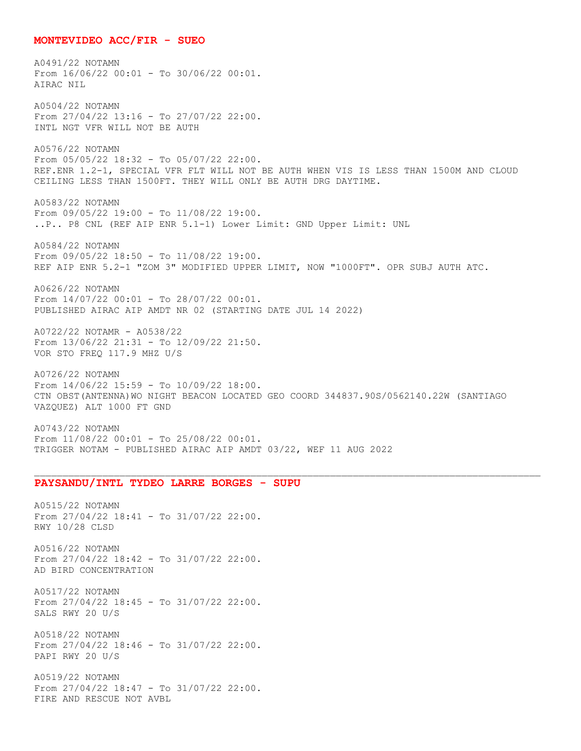## MONTEVIDEO ACC/FIR - SUEO

A0491/22 NOTAMN
From 16/06/22 00:01 - To 30/06/22 00:01.
AIRAC NIL

A0504/22 NOTAMN
From 27/04/22 13:16 - To 27/07/22 22:00.
INTL NGT VFR WILL NOT BE AUTH

A0576/22 NOTAMN
From 05/05/22 18:32 - To 05/07/22 22:00.
REF.ENR 1.2-1, SPECIAL VFR FLT WILL NOT BE AUTH WHEN VIS IS LESS THAN 1500M AND CLOUD CEILING LESS THAN 1500FT. THEY WILL ONLY BE AUTH DRG DAYTIME.

A0583/22 NOTAMN
From 09/05/22 19:00 - To 11/08/22 19:00.
..P.. P8 CNL (REF AIP ENR 5.1-1) Lower Limit: GND Upper Limit: UNL

A0584/22 NOTAMN
From 09/05/22 18:50 - To 11/08/22 19:00.
REF AIP ENR 5.2-1 "ZOM 3" MODIFIED UPPER LIMIT, NOW "1000FT". OPR SUBJ AUTH ATC.

A0626/22 NOTAMN
From 14/07/22 00:01 - To 28/07/22 00:01.
PUBLISHED AIRAC AIP AMDT NR 02 (STARTING DATE JUL 14 2022)

A0722/22 NOTAMR - A0538/22
From 13/06/22 21:31 - To 12/09/22 21:50.
VOR STO FREQ 117.9 MHZ U/S

A0726/22 NOTAMN
From 14/06/22 15:59 - To 10/09/22 18:00.
CTN OBST(ANTENNA)WO NIGHT BEACON LOCATED GEO COORD 344837.90S/0562140.22W (SANTIAGO VAZQUEZ) ALT 1000 FT GND

A0743/22 NOTAMN
From 11/08/22 00:01 - To 25/08/22 00:01.
TRIGGER NOTAM - PUBLISHED AIRAC AIP AMDT 03/22, WEF 11 AUG 2022

---

## PAYSANDU/INTL TYDEO LARRE BORGES - SUPU

A0515/22 NOTAMN
From 27/04/22 18:41 - To 31/07/22 22:00.
RWY 10/28 CLSD

A0516/22 NOTAMN
From 27/04/22 18:42 - To 31/07/22 22:00.
AD BIRD CONCENTRATION

A0517/22 NOTAMN
From 27/04/22 18:45 - To 31/07/22 22:00.
SALS RWY 20 U/S

A0518/22 NOTAMN
From 27/04/22 18:46 - To 31/07/22 22:00.
PAPI RWY 20 U/S

A0519/22 NOTAMN
From 27/04/22 18:47 - To 31/07/22 22:00.
FIRE AND RESCUE NOT AVBL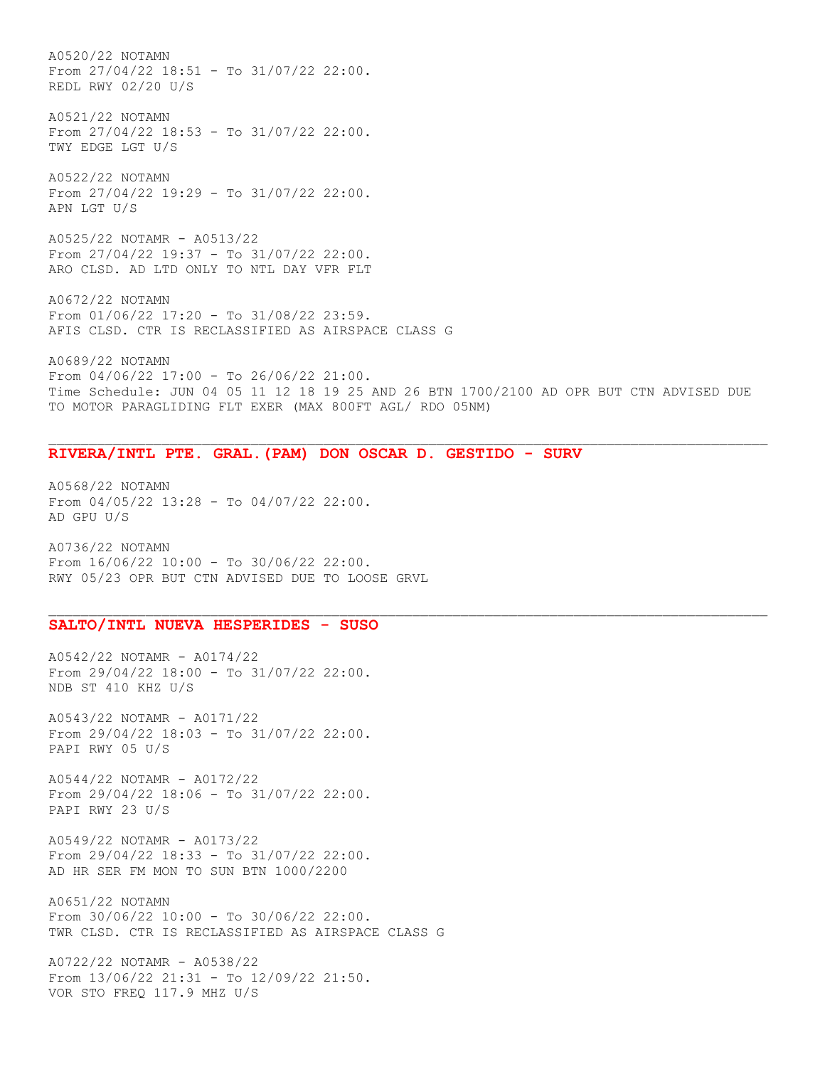A0520/22 NOTAMN
From 27/04/22 18:51 - To 31/07/22 22:00.
REDL RWY 02/20 U/S

A0521/22 NOTAMN
From 27/04/22 18:53 - To 31/07/22 22:00.
TWY EDGE LGT U/S

A0522/22 NOTAMN
From 27/04/22 19:29 - To 31/07/22 22:00.
APN LGT U/S

A0525/22 NOTAMR - A0513/22
From 27/04/22 19:37 - To 31/07/22 22:00.
ARO CLSD. AD LTD ONLY TO NTL DAY VFR FLT

A0672/22 NOTAMN
From 01/06/22 17:20 - To 31/08/22 23:59.
AFIS CLSD. CTR IS RECLASSIFIED AS AIRSPACE CLASS G

A0689/22 NOTAMN
From 04/06/22 17:00 - To 26/06/22 21:00.
Time Schedule: JUN 04 05 11 12 18 19 25 AND 26 BTN 1700/2100 AD OPR BUT CTN ADVISED DUE TO MOTOR PARAGLIDING FLT EXER (MAX 800FT AGL/ RDO 05NM)

---

## RIVERA/INTL PTE. GRAL.(PAM) DON OSCAR D. GESTIDO - SURV

A0568/22 NOTAMN
From 04/05/22 13:28 - To 04/07/22 22:00.
AD GPU U/S

A0736/22 NOTAMN
From 16/06/22 10:00 - To 30/06/22 22:00.
RWY 05/23 OPR BUT CTN ADVISED DUE TO LOOSE GRVL

---

## SALTO/INTL NUEVA HESPERIDES - SUSO

A0542/22 NOTAMR - A0174/22
From 29/04/22 18:00 - To 31/07/22 22:00.
NDB ST 410 KHZ U/S

A0543/22 NOTAMR - A0171/22
From 29/04/22 18:03 - To 31/07/22 22:00.
PAPI RWY 05 U/S

A0544/22 NOTAMR - A0172/22
From 29/04/22 18:06 - To 31/07/22 22:00.
PAPI RWY 23 U/S

A0549/22 NOTAMR - A0173/22
From 29/04/22 18:33 - To 31/07/22 22:00.
AD HR SER FM MON TO SUN BTN 1000/2200

A0651/22 NOTAMN
From 30/06/22 10:00 - To 30/06/22 22:00.
TWR CLSD. CTR IS RECLASSIFIED AS AIRSPACE CLASS G

A0722/22 NOTAMR - A0538/22
From 13/06/22 21:31 - To 12/09/22 21:50.
VOR STO FREQ 117.9 MHZ U/S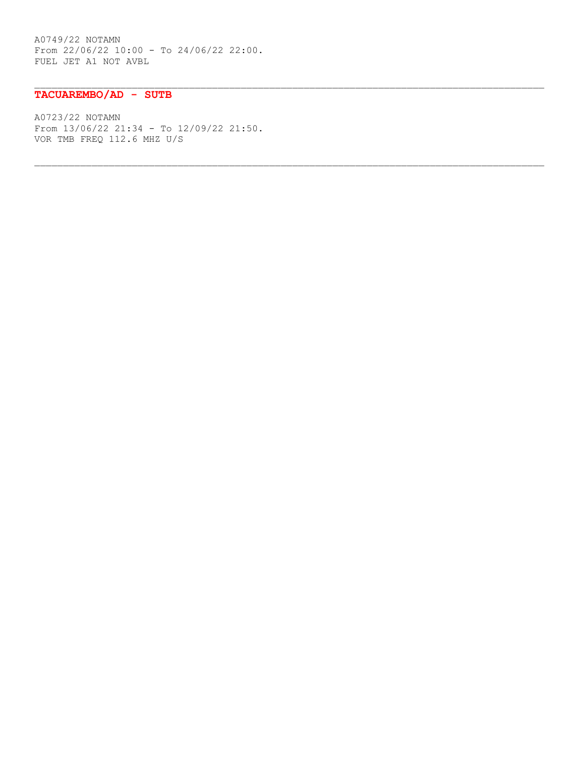A0749/22 NOTAMN
From 22/06/22 10:00 - To 24/06/22 22:00.
FUEL JET A1 NOT AVBL

---

## TACUAREMBO/AD - SUTB

A0723/22 NOTAMN
From 13/06/22 21:34 - To 12/09/22 21:50.
VOR TMB FREQ 112.6 MHZ U/S

---